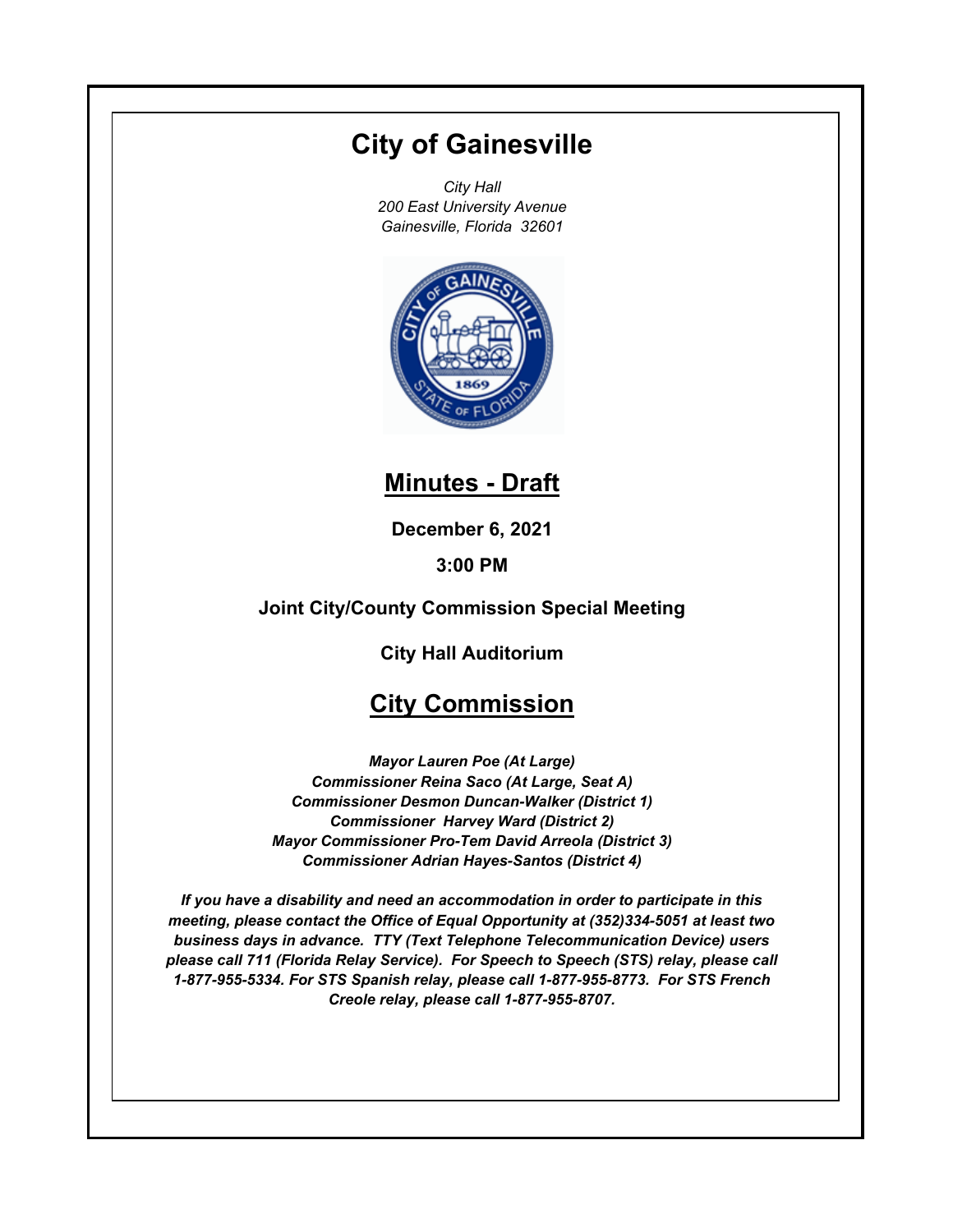# City of Gainesville

*City Hall*
*200 East University Avenue*
*Gainesville, Florida 32601*

## Minutes - Draft

**December 6, 2021**

**3:00 PM**

**Joint City/County Commission Special Meeting**

**City Hall Auditorium**

## City Commission

***Mayor Lauren Poe (At Large)***
***Commissioner Reina Saco (At Large, Seat A)***
***Commissioner Desmon Duncan-Walker (District 1)***
***Commissioner Harvey Ward (District 2)***
***Mayor Commissioner Pro-Tem David Arreola (District 3)***
***Commissioner Adrian Hayes-Santos (District 4)***

***If you have a disability and need an accommodation in order to participate in this meeting, please contact the Office of Equal Opportunity at (352)334-5051 at least two business days in advance. TTY (Text Telephone Telecommunication Device) users please call 711 (Florida Relay Service). For Speech to Speech (STS) relay, please call 1-877-955-5334. For STS Spanish relay, please call 1-877-955-8773. For STS French Creole relay, please call 1-877-955-8707.***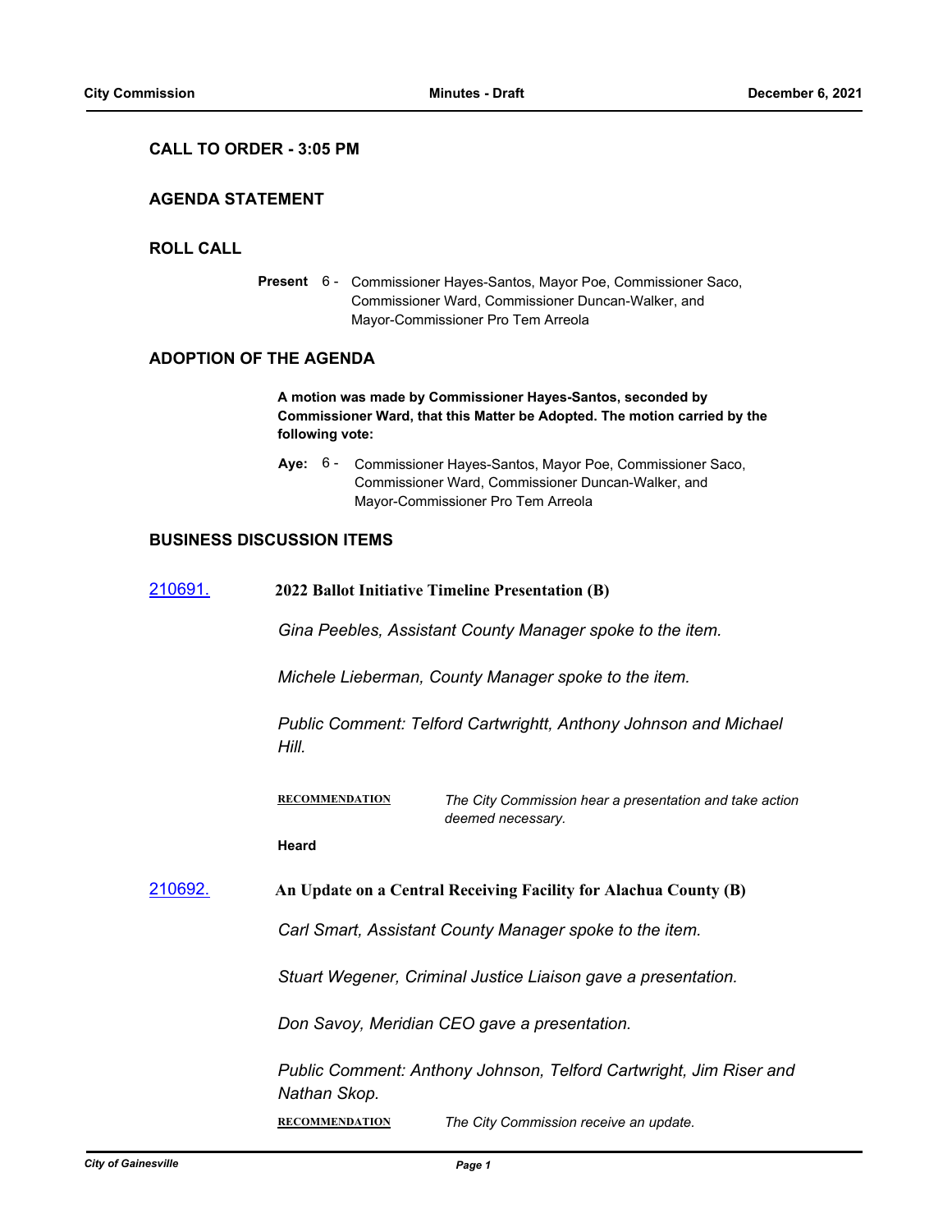## CALL TO ORDER - 3:05 PM

## AGENDA STATEMENT

## ROLL CALL

**Present** 6 - Commissioner Hayes-Santos, Mayor Poe, Commissioner Saco, Commissioner Ward, Commissioner Duncan-Walker, and Mayor-Commissioner Pro Tem Arreola

## ADOPTION OF THE AGENDA

**A motion was made by Commissioner Hayes-Santos, seconded by Commissioner Ward, that this Matter be Adopted. The motion carried by the following vote:**

**Aye:** 6 - Commissioner Hayes-Santos, Mayor Poe, Commissioner Saco, Commissioner Ward, Commissioner Duncan-Walker, and Mayor-Commissioner Pro Tem Arreola

## BUSINESS DISCUSSION ITEMS

[210691.](210691.) **2022 Ballot Initiative Timeline Presentation (B)**

*Gina Peebles, Assistant County Manager spoke to the item.*

*Michele Lieberman, County Manager spoke to the item.*

*Public Comment: Telford Cartwrightt, Anthony Johnson and Michael Hill.*

**RECOMMENDATION** *The City Commission hear a presentation and take action deemed necessary.*

**Heard**

[210692.](210692.) **An Update on a Central Receiving Facility for Alachua County (B)**

*Carl Smart, Assistant County Manager spoke to the item.*

*Stuart Wegener, Criminal Justice Liaison gave a presentation.*

*Don Savoy, Meridian CEO gave a presentation.*

*Public Comment: Anthony Johnson, Telford Cartwright, Jim Riser and Nathan Skop.*

**RECOMMENDATION** *The City Commission receive an update.*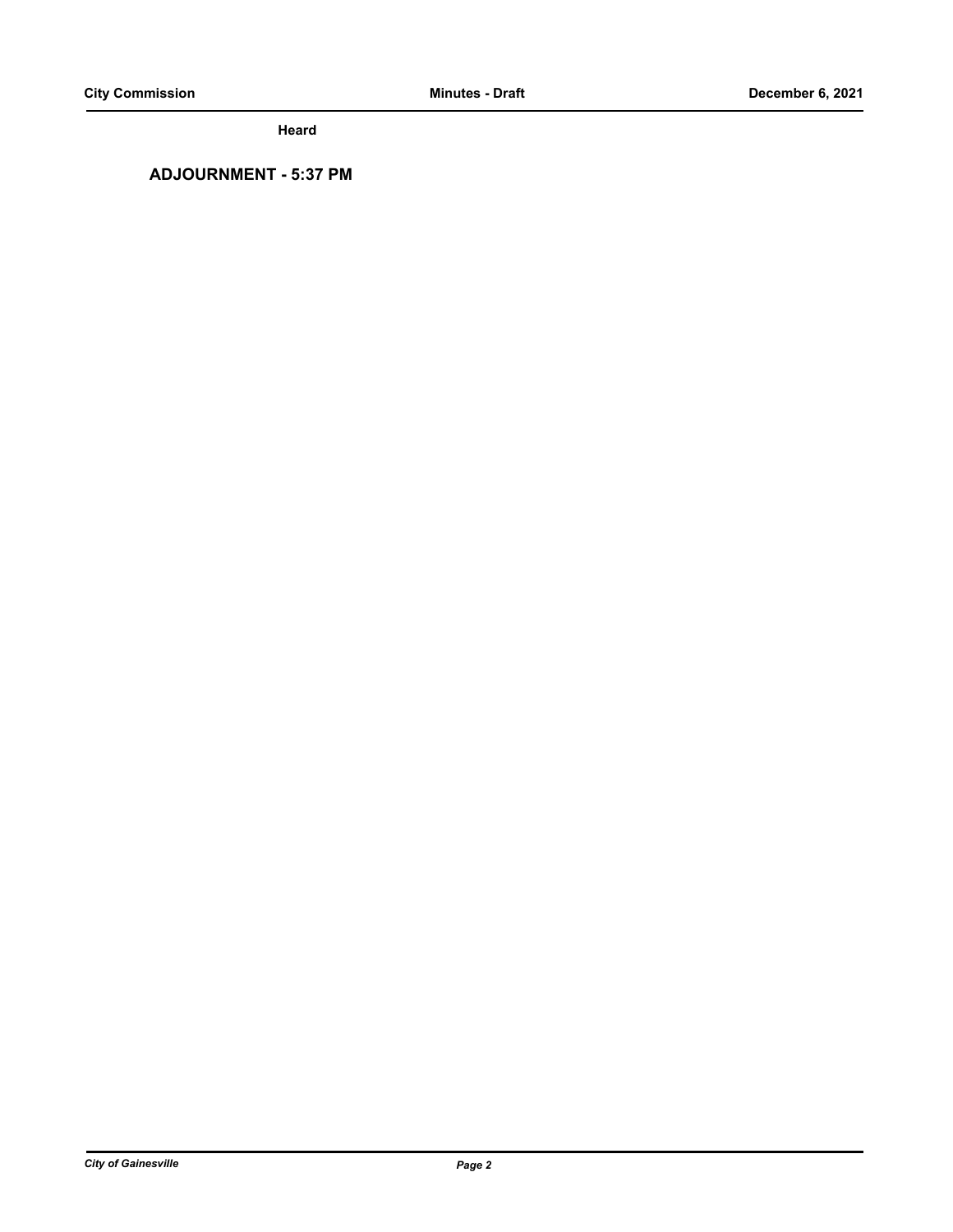**Heard**

## ADJOURNMENT - 5:37 PM